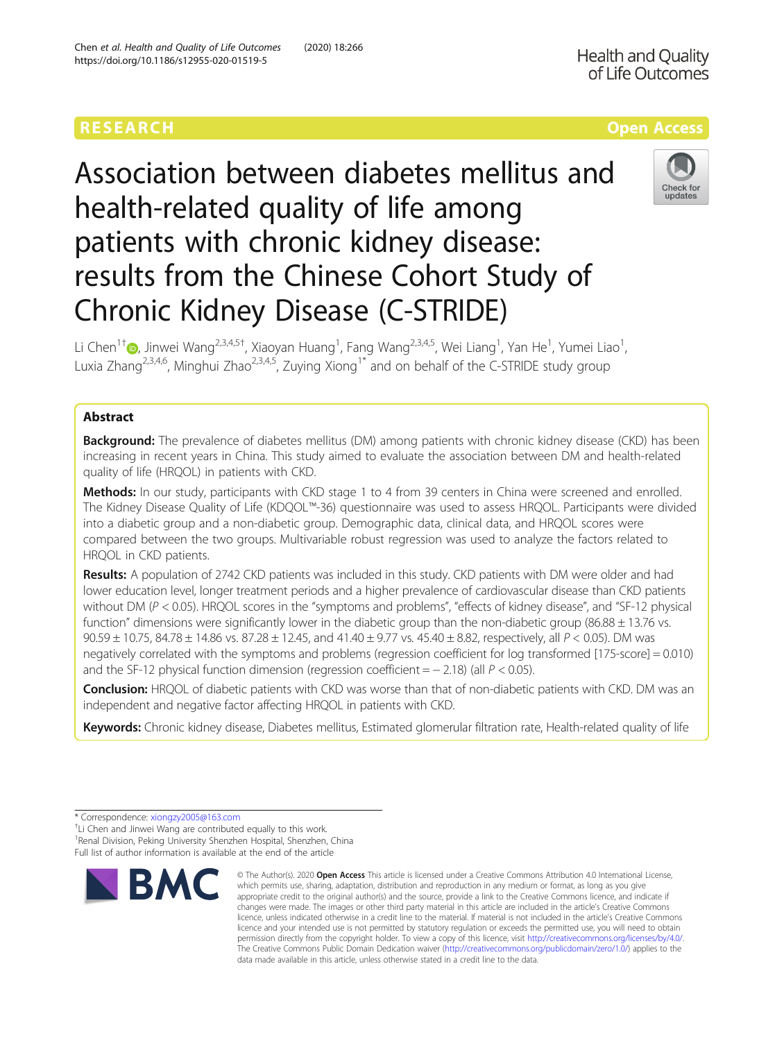RESEARCH

Open Access

# Association between diabetes mellitus and health-related quality of life among patients with chronic kidney disease: results from the Chinese Cohort Study of Chronic Kidney Disease (C-STRIDE)

Li Chen[1†], Jinwei Wang[2,3,4,5†], Xiaoyan Huang[1], Fang Wang[2,3,4,5], Wei Liang[1], Yan He[1], Yumei Liao[1], Luxia Zhang[2,3,4,6], Minghui Zhao[2,3,4,5], Zuying Xiong[1*] and on behalf of the C-STRIDE study group

## Abstract

**Background:** The prevalence of diabetes mellitus (DM) among patients with chronic kidney disease (CKD) has been increasing in recent years in China. This study aimed to evaluate the association between DM and health-related quality of life (HRQOL) in patients with CKD.

**Methods:** In our study, participants with CKD stage 1 to 4 from 39 centers in China were screened and enrolled. The Kidney Disease Quality of Life (KDQOL™-36) questionnaire was used to assess HRQOL. Participants were divided into a diabetic group and a non-diabetic group. Demographic data, clinical data, and HRQOL scores were compared between the two groups. Multivariable robust regression was used to analyze the factors related to HRQOL in CKD patients.

**Results:** A population of 2742 CKD patients was included in this study. CKD patients with DM were older and had lower education level, longer treatment periods and a higher prevalence of cardiovascular disease than CKD patients without DM ($P < 0.05$). HRQOL scores in the "symptoms and problems", "effects of kidney disease", and "SF-12 physical function" dimensions were significantly lower in the diabetic group than the non-diabetic group (86.88 ± 13.76 vs. 90.59 ± 10.75, 84.78 ± 14.86 vs. 87.28 ± 12.45, and 41.40 ± 9.77 vs. 45.40 ± 8.82, respectively, all $P < 0.05$). DM was negatively correlated with the symptoms and problems (regression coefficient for log transformed [175-score] = 0.010) and the SF-12 physical function dimension (regression coefficient = − 2.18) (all $P < 0.05$).

**Conclusion:** HRQOL of diabetic patients with CKD was worse than that of non-diabetic patients with CKD. DM was an independent and negative factor affecting HRQOL in patients with CKD.

**Keywords:** Chronic kidney disease, Diabetes mellitus, Estimated glomerular filtration rate, Health-related quality of life

\* Correspondence: xiongzy2005@163.com

†Li Chen and Jinwei Wang are contributed equally to this work.

[1]Renal Division, Peking University Shenzhen Hospital, Shenzhen, China

Full list of author information is available at the end of the article

© The Author(s). 2020 **Open Access** This article is licensed under a Creative Commons Attribution 4.0 International License, which permits use, sharing, adaptation, distribution and reproduction in any medium or format, as long as you give appropriate credit to the original author(s) and the source, provide a link to the Creative Commons licence, and indicate if changes were made. The images or other third party material in this article are included in the article's Creative Commons licence, unless indicated otherwise in a credit line to the material. If material is not included in the article's Creative Commons licence and your intended use is not permitted by statutory regulation or exceeds the permitted use, you will need to obtain permission directly from the copyright holder. To view a copy of this licence, visit http://creativecommons.org/licenses/by/4.0/. The Creative Commons Public Domain Dedication waiver (http://creativecommons.org/publicdomain/zero/1.0/) applies to the data made available in this article, unless otherwise stated in a credit line to the data.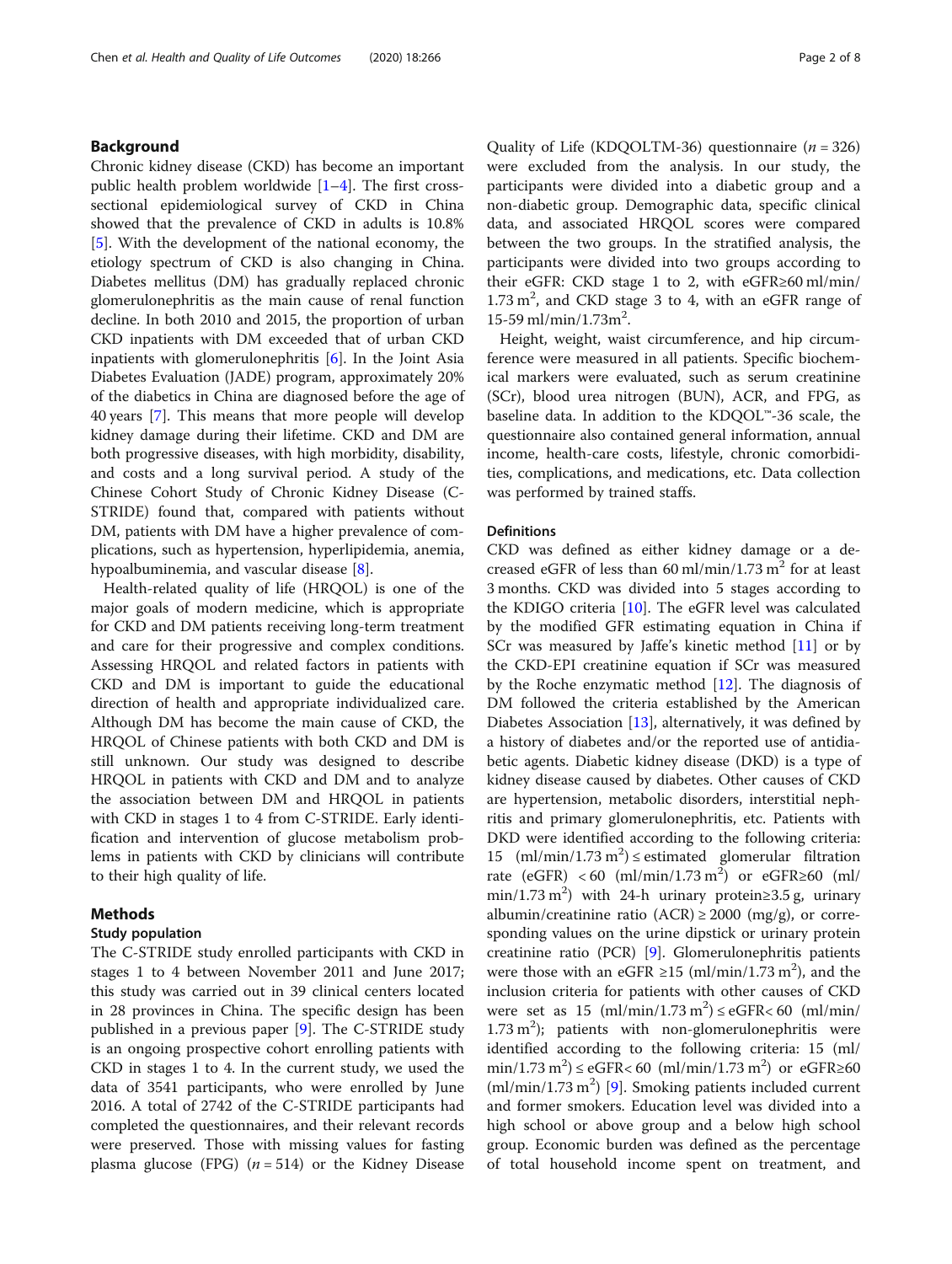## Background

Chronic kidney disease (CKD) has become an important public health problem worldwide [1–4]. The first cross-sectional epidemiological survey of CKD in China showed that the prevalence of CKD in adults is 10.8% [5]. With the development of the national economy, the etiology spectrum of CKD is also changing in China. Diabetes mellitus (DM) has gradually replaced chronic glomerulonephritis as the main cause of renal function decline. In both 2010 and 2015, the proportion of urban CKD inpatients with DM exceeded that of urban CKD inpatients with glomerulonephritis [6]. In the Joint Asia Diabetes Evaluation (JADE) program, approximately 20% of the diabetics in China are diagnosed before the age of 40 years [7]. This means that more people will develop kidney damage during their lifetime. CKD and DM are both progressive diseases, with high morbidity, disability, and costs and a long survival period. A study of the Chinese Cohort Study of Chronic Kidney Disease (C-STRIDE) found that, compared with patients without DM, patients with DM have a higher prevalence of complications, such as hypertension, hyperlipidemia, anemia, hypoalbuminemia, and vascular disease [8].

Health-related quality of life (HRQOL) is one of the major goals of modern medicine, which is appropriate for CKD and DM patients receiving long-term treatment and care for their progressive and complex conditions. Assessing HRQOL and related factors in patients with CKD and DM is important to guide the educational direction of health and appropriate individualized care. Although DM has become the main cause of CKD, the HRQOL of Chinese patients with both CKD and DM is still unknown. Our study was designed to describe HRQOL in patients with CKD and DM and to analyze the association between DM and HRQOL in patients with CKD in stages 1 to 4 from C-STRIDE. Early identification and intervention of glucose metabolism problems in patients with CKD by clinicians will contribute to their high quality of life.

## Methods

### Study population

The C-STRIDE study enrolled participants with CKD in stages 1 to 4 between November 2011 and June 2017; this study was carried out in 39 clinical centers located in 28 provinces in China. The specific design has been published in a previous paper [9]. The C-STRIDE study is an ongoing prospective cohort enrolling patients with CKD in stages 1 to 4. In the current study, we used the data of 3541 participants, who were enrolled by June 2016. A total of 2742 of the C-STRIDE participants had completed the questionnaires, and their relevant records were preserved. Those with missing values for fasting plasma glucose (FPG) ($n = 514$) or the Kidney Disease Quality of Life (KDQOLTM-36) questionnaire ($n = 326$) were excluded from the analysis. In our study, the participants were divided into a diabetic group and a non-diabetic group. Demographic data, specific clinical data, and associated HRQOL scores were compared between the two groups. In the stratified analysis, the participants were divided into two groups according to their eGFR: CKD stage 1 to 2, with eGFR≥60 ml/min/1.73 $m^2$, and CKD stage 3 to 4, with an eGFR range of 15-59 ml/min/1.73$m^2$.

Height, weight, waist circumference, and hip circumference were measured in all patients. Specific biochemical markers were evaluated, such as serum creatinine (SCr), blood urea nitrogen (BUN), ACR, and FPG, as baseline data. In addition to the KDQOL™-36 scale, the questionnaire also contained general information, annual income, health-care costs, lifestyle, chronic comorbidities, complications, and medications, etc. Data collection was performed by trained staffs.

### Definitions

CKD was defined as either kidney damage or a decreased eGFR of less than 60 ml/min/1.73 $m^2$ for at least 3 months. CKD was divided into 5 stages according to the KDIGO criteria [10]. The eGFR level was calculated by the modified GFR estimating equation in China if SCr was measured by Jaffe's kinetic method [11] or by the CKD-EPI creatinine equation if SCr was measured by the Roche enzymatic method [12]. The diagnosis of DM followed the criteria established by the American Diabetes Association [13], alternatively, it was defined by a history of diabetes and/or the reported use of antidiabetic agents. Diabetic kidney disease (DKD) is a type of kidney disease caused by diabetes. Other causes of CKD are hypertension, metabolic disorders, interstitial nephritis and primary glomerulonephritis, etc. Patients with DKD were identified according to the following criteria: 15 (ml/min/1.73 $m^2$) ≤ estimated glomerular filtration rate (eGFR) < 60 (ml/min/1.73 $m^2$) or eGFR≥60 (ml/min/1.73 $m^2$) with 24-h urinary protein≥3.5 g, urinary albumin/creatinine ratio (ACR) ≥ 2000 (mg/g), or corresponding values on the urine dipstick or urinary protein creatinine ratio (PCR) [9]. Glomerulonephritis patients were those with an eGFR ≥15 (ml/min/1.73 $m^2$), and the inclusion criteria for patients with other causes of CKD were set as 15 (ml/min/1.73 $m^2$) ≤ eGFR< 60 (ml/min/1.73 $m^2$); patients with non-glomerulonephritis were identified according to the following criteria: 15 (ml/min/1.73 $m^2$) ≤ eGFR< 60 (ml/min/1.73 $m^2$) or eGFR≥60 (ml/min/1.73 $m^2$) [9]. Smoking patients included current and former smokers. Education level was divided into a high school or above group and a below high school group. Economic burden was defined as the percentage of total household income spent on treatment, and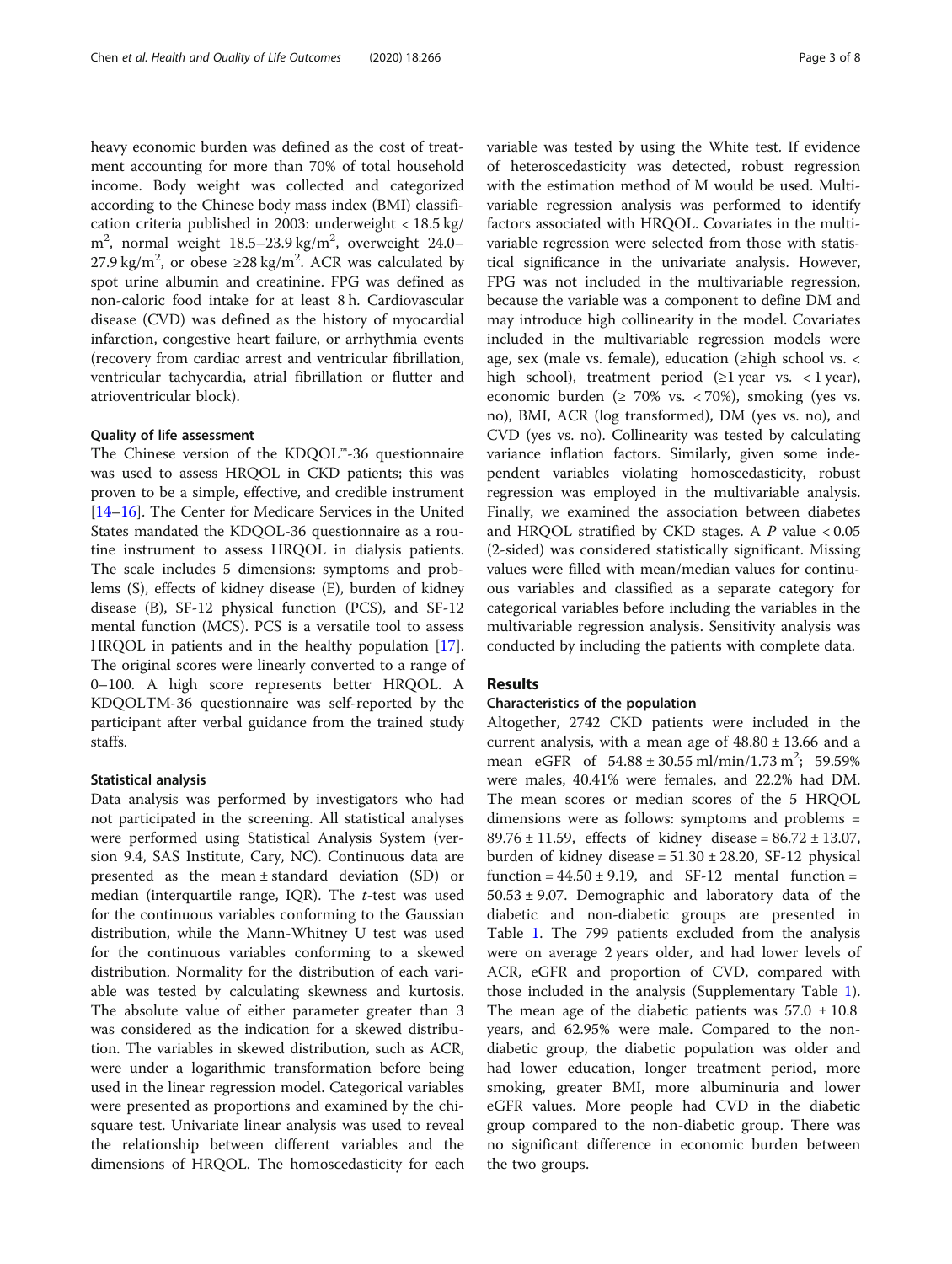heavy economic burden was defined as the cost of treatment accounting for more than 70% of total household income. Body weight was collected and categorized according to the Chinese body mass index (BMI) classification criteria published in 2003: underweight < 18.5 kg/m$^2$, normal weight 18.5–23.9 kg/m$^2$, overweight 24.0–27.9 kg/m$^2$, or obese ≥28 kg/m$^2$. ACR was calculated by spot urine albumin and creatinine. FPG was defined as non-caloric food intake for at least 8 h. Cardiovascular disease (CVD) was defined as the history of myocardial infarction, congestive heart failure, or arrhythmia events (recovery from cardiac arrest and ventricular fibrillation, ventricular tachycardia, atrial fibrillation or flutter and atrioventricular block).

### Quality of life assessment

The Chinese version of the KDQOL™-36 questionnaire was used to assess HRQOL in CKD patients; this was proven to be a simple, effective, and credible instrument [14–16]. The Center for Medicare Services in the United States mandated the KDQOL-36 questionnaire as a routine instrument to assess HRQOL in dialysis patients. The scale includes 5 dimensions: symptoms and problems (S), effects of kidney disease (E), burden of kidney disease (B), SF-12 physical function (PCS), and SF-12 mental function (MCS). PCS is a versatile tool to assess HRQOL in patients and in the healthy population [17]. The original scores were linearly converted to a range of 0–100. A high score represents better HRQOL. A KDQOLTM-36 questionnaire was self-reported by the participant after verbal guidance from the trained study staffs.

### Statistical analysis

Data analysis was performed by investigators who had not participated in the screening. All statistical analyses were performed using Statistical Analysis System (version 9.4, SAS Institute, Cary, NC). Continuous data are presented as the mean ± standard deviation (SD) or median (interquartile range, IQR). The *t*-test was used for the continuous variables conforming to the Gaussian distribution, while the Mann-Whitney U test was used for the continuous variables conforming to a skewed distribution. Normality for the distribution of each variable was tested by calculating skewness and kurtosis. The absolute value of either parameter greater than 3 was considered as the indication for a skewed distribution. The variables in skewed distribution, such as ACR, were under a logarithmic transformation before being used in the linear regression model. Categorical variables were presented as proportions and examined by the chi-square test. Univariate linear analysis was used to reveal the relationship between different variables and the dimensions of HRQOL. The homoscedasticity for each variable was tested by using the White test. If evidence of heteroscedasticity was detected, robust regression with the estimation method of M would be used. Multivariable regression analysis was performed to identify factors associated with HRQOL. Covariates in the multivariable regression were selected from those with statistical significance in the univariate analysis. However, FPG was not included in the multivariable regression, because the variable was a component to define DM and may introduce high collinearity in the model. Covariates included in the multivariable regression models were age, sex (male vs. female), education (≥high school vs. < high school), treatment period (≥1 year vs. < 1 year), economic burden (≥ 70% vs. < 70%), smoking (yes vs. no), BMI, ACR (log transformed), DM (yes vs. no), and CVD (yes vs. no). Collinearity was tested by calculating variance inflation factors. Similarly, given some independent variables violating homoscedasticity, robust regression was employed in the multivariable analysis. Finally, we examined the association between diabetes and HRQOL stratified by CKD stages. A *P* value < 0.05 (2-sided) was considered statistically significant. Missing values were filled with mean/median values for continuous variables and classified as a separate category for categorical variables before including the variables in the multivariable regression analysis. Sensitivity analysis was conducted by including the patients with complete data.

## Results

### Characteristics of the population

Altogether, 2742 CKD patients were included in the current analysis, with a mean age of 48.80 ± 13.66 and a mean eGFR of 54.88 ± 30.55 ml/min/1.73 m$^2$; 59.59% were males, 40.41% were females, and 22.2% had DM. The mean scores or median scores of the 5 HRQOL dimensions were as follows: symptoms and problems = 89.76 ± 11.59, effects of kidney disease = 86.72 ± 13.07, burden of kidney disease = 51.30 ± 28.20, SF-12 physical function = 44.50 ± 9.19, and SF-12 mental function = 50.53 ± 9.07. Demographic and laboratory data of the diabetic and non-diabetic groups are presented in Table 1. The 799 patients excluded from the analysis were on average 2 years older, and had lower levels of ACR, eGFR and proportion of CVD, compared with those included in the analysis (Supplementary Table 1). The mean age of the diabetic patients was 57.0 ± 10.8 years, and 62.95% were male. Compared to the non-diabetic group, the diabetic population was older and had lower education, longer treatment period, more smoking, greater BMI, more albuminuria and lower eGFR values. More people had CVD in the diabetic group compared to the non-diabetic group. There was no significant difference in economic burden between the two groups.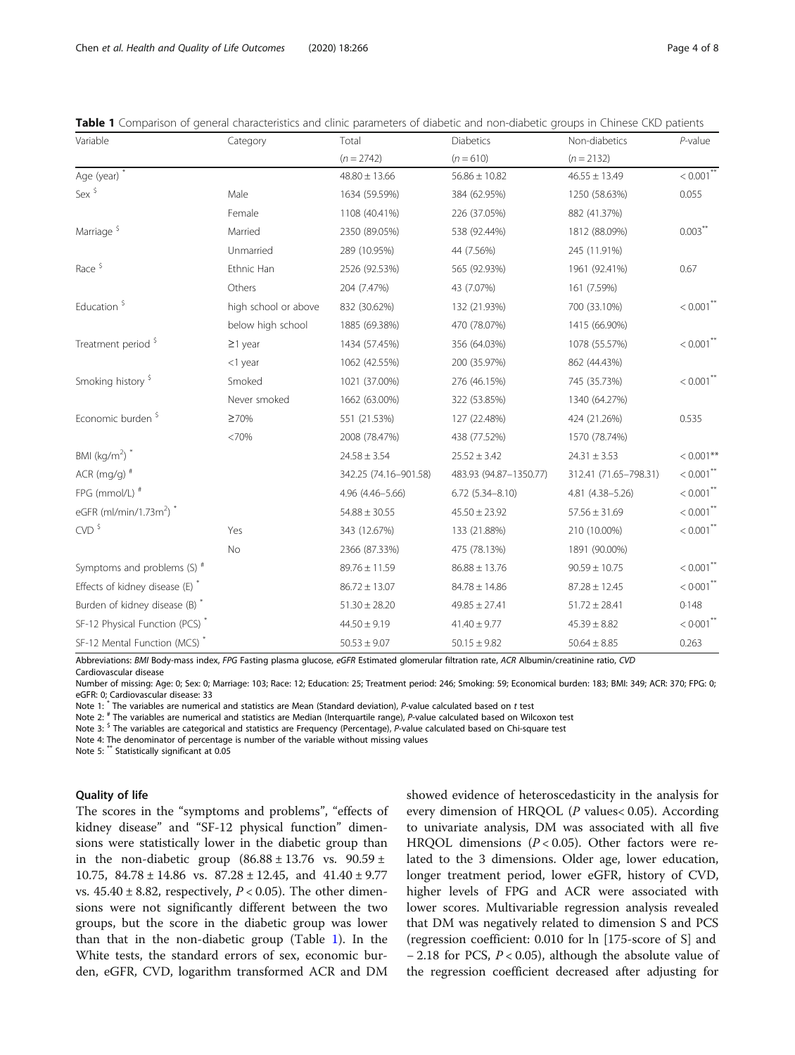**Table 1** Comparison of general characteristics and clinic parameters of diabetic and non-diabetic groups in Chinese CKD patients

| Variable | Category | Total ($n = 2742$) | Diabetics ($n = 610$) | Non-diabetics ($n = 2132$) | *P*-value |
|---|---|---|---|---|---|
| Age (year) * | | 48.80 ± 13.66 | 56.86 ± 10.82 | 46.55 ± 13.49 | < 0.001** |
| Sex $ | Male | 1634 (59.59%) | 384 (62.95%) | 1250 (58.63%) | 0.055 |
| | Female | 1108 (40.41%) | 226 (37.05%) | 882 (41.37%) | |
| Marriage $ | Married | 2350 (89.05%) | 538 (92.44%) | 1812 (88.09%) | 0.003** |
| | Unmarried | 289 (10.95%) | 44 (7.56%) | 245 (11.91%) | |
| Race $ | Ethnic Han | 2526 (92.53%) | 565 (92.93%) | 1961 (92.41%) | 0.67 |
| | Others | 204 (7.47%) | 43 (7.07%) | 161 (7.59%) | |
| Education $ | high school or above | 832 (30.62%) | 132 (21.93%) | 700 (33.10%) | < 0.001** |
| | below high school | 1885 (69.38%) | 470 (78.07%) | 1415 (66.90%) | |
| Treatment period $ | ≥1 year | 1434 (57.45%) | 356 (64.03%) | 1078 (55.57%) | < 0.001** |
| | <1 year | 1062 (42.55%) | 200 (35.97%) | 862 (44.43%) | |
| Smoking history $ | Smoked | 1021 (37.00%) | 276 (46.15%) | 745 (35.73%) | < 0.001** |
| | Never smoked | 1662 (63.00%) | 322 (53.85%) | 1340 (64.27%) | |
| Economic burden $ | ≥70% | 551 (21.53%) | 127 (22.48%) | 424 (21.26%) | 0.535 |
| | <70% | 2008 (78.47%) | 438 (77.52%) | 1570 (78.74%) | |
| BMI ($kg/m^2$) * | | 24.58 ± 3.54 | 25.52 ± 3.42 | 24.31 ± 3.53 | < 0.001** |
| ACR (mg/g) # | | 342.25 (74.16–901.58) | 483.93 (94.87–1350.77) | 312.41 (71.65–798.31) | < 0.001** |
| FPG (mmol/L) # | | 4.96 (4.46–5.66) | 6.72 (5.34–8.10) | 4.81 (4.38–5.26) | < 0.001** |
| eGFR ($ml/min/1.73m^2$) * | | 54.88 ± 30.55 | 45.50 ± 23.92 | 57.56 ± 31.69 | < 0.001** |
| CVD $ | Yes | 343 (12.67%) | 133 (21.88%) | 210 (10.00%) | < 0.001** |
| | No | 2366 (87.33%) | 475 (78.13%) | 1891 (90.00%) | |
| Symptoms and problems (S) # | | 89.76 ± 11.59 | 86.88 ± 13.76 | 90.59 ± 10.75 | < 0.001** |
| Effects of kidney disease (E) * | | 86.72 ± 13.07 | 84.78 ± 14.86 | 87.28 ± 12.45 | < 0·001** |
| Burden of kidney disease (B) * | | 51.30 ± 28.20 | 49.85 ± 27.41 | 51.72 ± 28.41 | 0·148 |
| SF-12 Physical Function (PCS) * | | 44.50 ± 9.19 | 41.40 ± 9.77 | 45.39 ± 8.82 | < 0·001** |
| SF-12 Mental Function (MCS) * | | 50.53 ± 9.07 | 50.15 ± 9.82 | 50.64 ± 8.85 | 0.263 |

Abbreviations: *BMI* Body-mass index, *FPG* Fasting plasma glucose, *eGFR* Estimated glomerular filtration rate, *ACR* Albumin/creatinine ratio, *CVD* Cardiovascular disease

Number of missing: Age: 0; Sex: 0; Marriage: 103; Race: 12; Education: 25; Treatment period: 246; Smoking: 59; Economical burden: 183; BMI: 349; ACR: 370; FPG: 0; eGFR: 0; Cardiovascular disease: 33

Note 1: * The variables are numerical and statistics are Mean (Standard deviation), *P*-value calculated based on *t* test

Note 2: # The variables are numerical and statistics are Median (Interquartile range), *P*-value calculated based on Wilcoxon test

Note 3: $ The variables are categorical and statistics are Frequency (Percentage), *P*-value calculated based on Chi-square test

Note 4: The denominator of percentage is number of the variable without missing values

Note 5: ** Statistically significant at 0.05

### Quality of life

The scores in the "symptoms and problems", "effects of kidney disease" and "SF-12 physical function" dimensions were statistically lower in the diabetic group than in the non-diabetic group (86.88 ± 13.76 vs. 90.59 ± 10.75, 84.78 ± 14.86 vs. 87.28 ± 12.45, and 41.40 ± 9.77 vs. 45.40 ± 8.82, respectively, $P < 0.05$). The other dimensions were not significantly different between the two groups, but the score in the diabetic group was lower than that in the non-diabetic group (Table 1). In the White tests, the standard errors of sex, economic burden, eGFR, CVD, logarithm transformed ACR and DM showed evidence of heteroscedasticity in the analysis for every dimension of HRQOL ($P$ values< 0.05). According to univariate analysis, DM was associated with all five HRQOL dimensions ($P < 0.05$). Other factors were related to the 3 dimensions. Older age, lower education, longer treatment period, lower eGFR, history of CVD, higher levels of FPG and ACR were associated with lower scores. Multivariable regression analysis revealed that DM was negatively related to dimension S and PCS (regression coefficient: 0.010 for ln [175-score of S] and − 2.18 for PCS, $P < 0.05$), although the absolute value of the regression coefficient decreased after adjusting for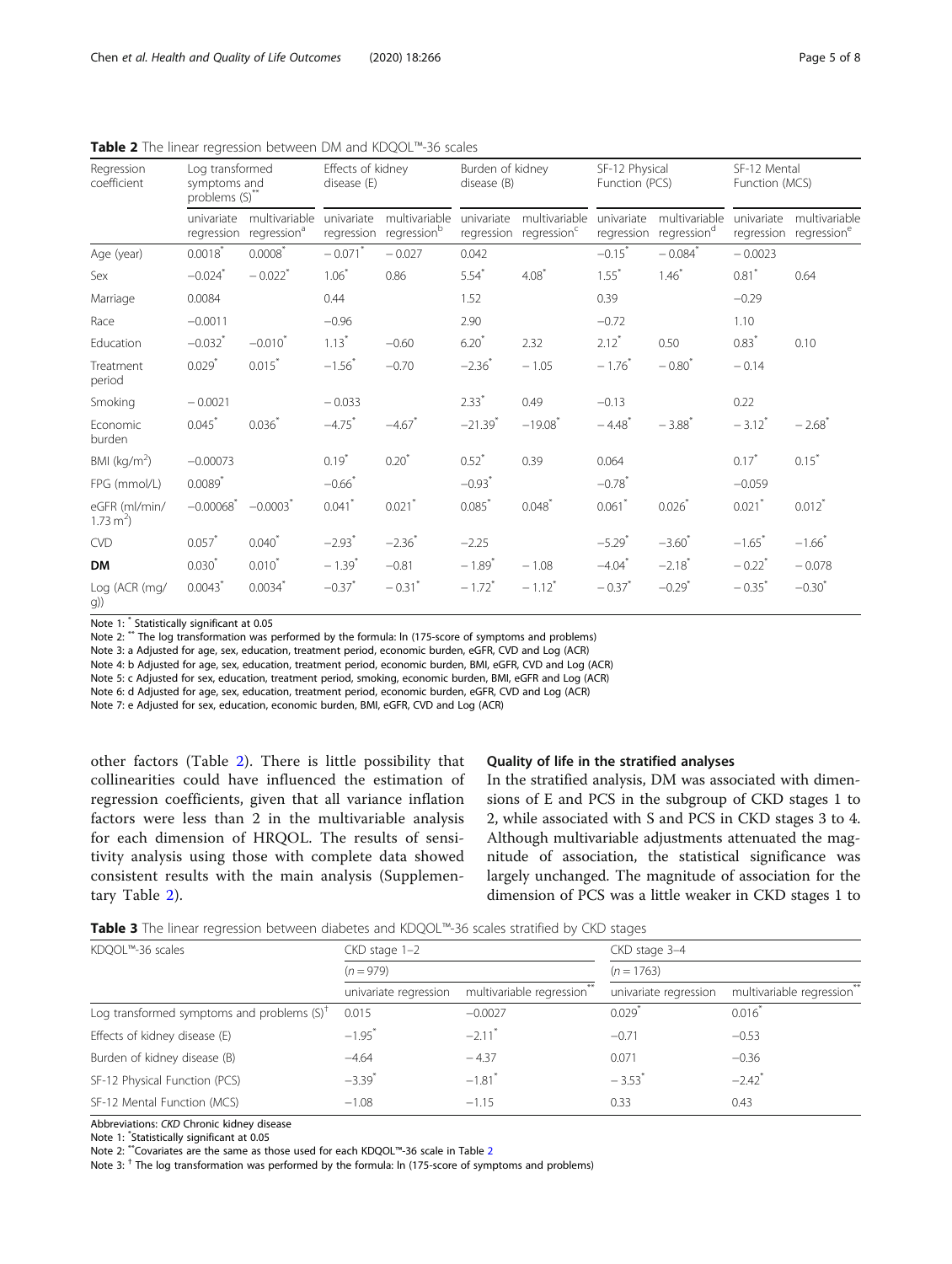**Table 2** The linear regression between DM and KDQOL™-36 scales

| Regression coefficient | Log transformed symptoms and problems (S)** | | Effects of kidney disease (E) | | Burden of kidney disease (B) | | SF-12 Physical Function (PCS) | | SF-12 Mental Function (MCS) | |
|---|---|---|---|---|---|---|---|---|---|---|
| | univariate regression | multivariable regression[a] | univariate regression | multivariable regression[b] | univariate regression | multivariable regression[c] | univariate regression | multivariable regression[d] | univariate regression | multivariable regression[e] |
| Age (year) | 0.0018* | 0.0008* | − 0.071* | − 0.027 | 0.042 | | −0.15* | − 0.084* | − 0.0023 | |
| Sex | −0.024* | − 0.022* | 1.06* | 0.86 | 5.54* | 4.08* | 1.55* | 1.46* | 0.81* | 0.64 |
| Marriage | 0.0084 | | 0.44 | | 1.52 | | 0.39 | | −0.29 | |
| Race | −0.0011 | | −0.96 | | 2.90 | | −0.72 | | 1.10 | |
| Education | −0.032* | −0.010* | 1.13* | −0.60 | 6.20* | 2.32 | 2.12* | 0.50 | 0.83* | 0.10 |
| Treatment period | 0.029* | 0.015* | −1.56* | −0.70 | −2.36* | − 1.05 | − 1.76* | − 0.80* | − 0.14 | |
| Smoking | − 0.0021 | | − 0.033 | | 2.33* | 0.49 | −0.13 | | 0.22 | |
| Economic burden | 0.045* | 0.036* | −4.75* | −4.67* | −21.39* | −19.08* | − 4.48* | − 3.88* | − 3.12* | − 2.68* |
| BMI (kg/m$^2$) | −0.00073 | | 0.19* | 0.20* | 0.52* | 0.39 | 0.064 | | 0.17* | 0.15* |
| FPG (mmol/L) | 0.0089* | | −0.66* | | −0.93* | | −0.78* | | −0.059 | |
| eGFR (ml/min/1.73 m$^2$) | −0.00068* | −0.0003* | 0.041* | 0.021* | 0.085* | 0.048* | 0.061* | 0.026* | 0.021* | 0.012* |
| CVD | 0.057* | 0.040* | −2.93* | −2.36* | −2.25 | | −5.29* | −3.60* | −1.65* | −1.66* |
| **DM** | 0.030* | 0.010* | − 1.39* | −0.81 | − 1.89* | − 1.08 | −4.04* | −2.18* | − 0.22* | − 0.078 |
| Log (ACR (mg/g)) | 0.0043* | 0.0034* | −0.37* | − 0.31* | − 1.72* | − 1.12* | − 0.37* | −0.29* | − 0.35* | −0.30* |

Note 1: * Statistically significant at 0.05

Note 2: ** The log transformation was performed by the formula: ln (175-score of symptoms and problems)

Note 3: a Adjusted for age, sex, education, treatment period, economic burden, eGFR, CVD and Log (ACR)

Note 4: b Adjusted for age, sex, education, treatment period, economic burden, BMI, eGFR, CVD and Log (ACR)

Note 5: c Adjusted for sex, education, treatment period, smoking, economic burden, BMI, eGFR and Log (ACR)

Note 6: d Adjusted for age, sex, education, treatment period, economic burden, eGFR, CVD and Log (ACR)

Note 7: e Adjusted for sex, education, economic burden, BMI, eGFR, CVD and Log (ACR)

other factors (Table 2). There is little possibility that collinearities could have influenced the estimation of regression coefficients, given that all variance inflation factors were less than 2 in the multivariable analysis for each dimension of HRQOL. The results of sensitivity analysis using those with complete data showed consistent results with the main analysis (Supplementary Table 2).

### Quality of life in the stratified analyses

In the stratified analysis, DM was associated with dimensions of E and PCS in the subgroup of CKD stages 1 to 2, while associated with S and PCS in CKD stages 3 to 4. Although multivariable adjustments attenuated the magnitude of association, the statistical significance was largely unchanged. The magnitude of association for the dimension of PCS was a little weaker in CKD stages 1 to

**Table 3** The linear regression between diabetes and KDQOL™-36 scales stratified by CKD stages

| KDQOL™-36 scales | CKD stage 1–2 | | CKD stage 3–4 | |
|---|---|---|---|---|
| | (n = 979) | | (n = 1763) | |
| | univariate regression | multivariable regression** | univariate regression | multivariable regression** |
| Log transformed symptoms and problems (S)† | 0.015 | −0.0027 | 0.029* | 0.016* |
| Effects of kidney disease (E) | −1.95* | −2.11* | −0.71 | −0.53 |
| Burden of kidney disease (B) | −4.64 | − 4.37 | 0.071 | −0.36 |
| SF-12 Physical Function (PCS) | −3.39* | −1.81* | − 3.53* | −2.42* |
| SF-12 Mental Function (MCS) | −1.08 | −1.15 | 0.33 | 0.43 |

Abbreviations: *CKD* Chronic kidney disease

Note 1: *Statistically significant at 0.05

Note 2: **Covariates are the same as those used for each KDQOL™-36 scale in Table 2

Note 3: † The log transformation was performed by the formula: ln (175-score of symptoms and problems)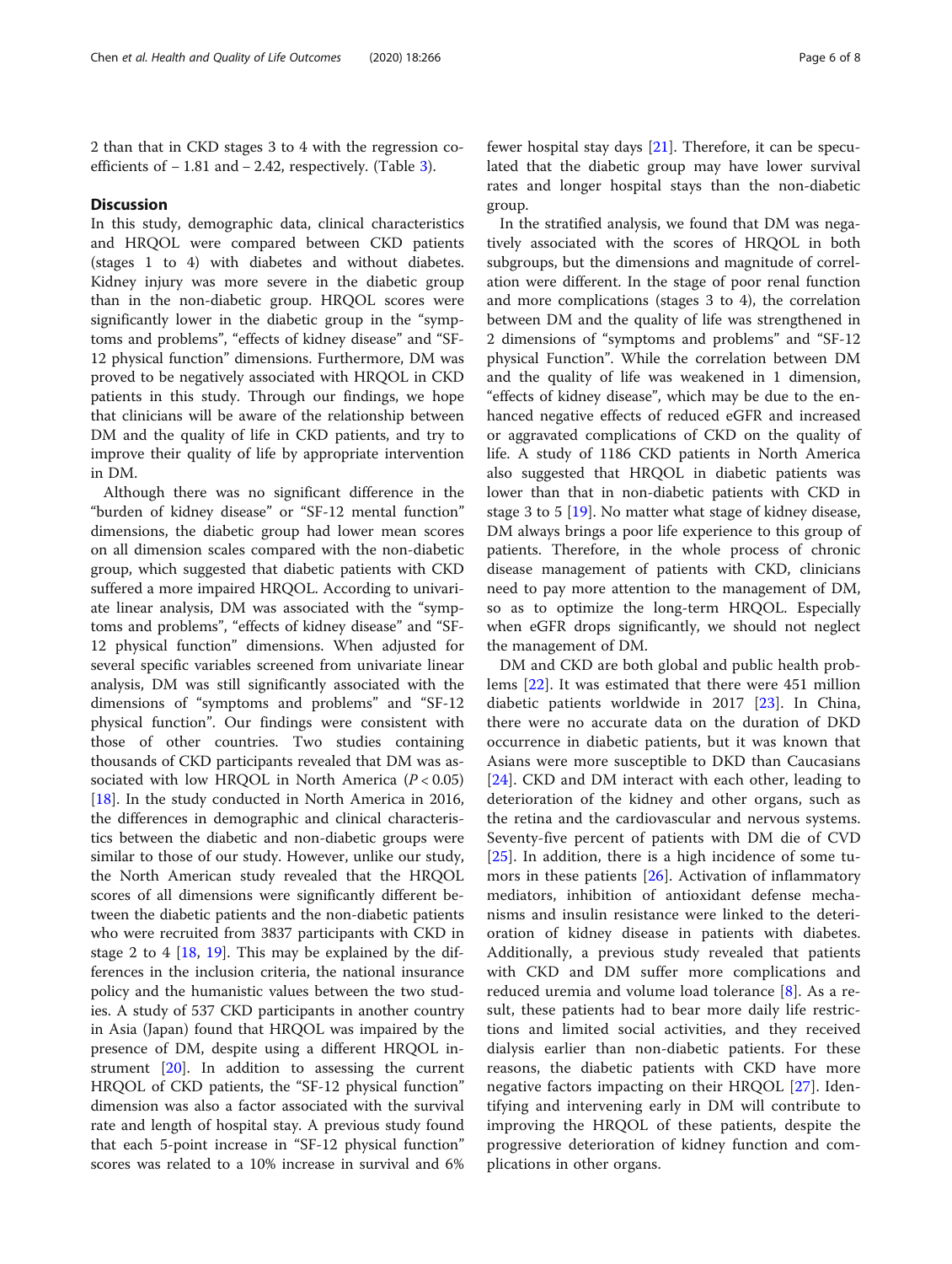2 than that in CKD stages 3 to 4 with the regression coefficients of − 1.81 and − 2.42, respectively. (Table 3).

## Discussion

In this study, demographic data, clinical characteristics and HRQOL were compared between CKD patients (stages 1 to 4) with diabetes and without diabetes. Kidney injury was more severe in the diabetic group than in the non-diabetic group. HRQOL scores were significantly lower in the diabetic group in the "symptoms and problems", "effects of kidney disease" and "SF-12 physical function" dimensions. Furthermore, DM was proved to be negatively associated with HRQOL in CKD patients in this study. Through our findings, we hope that clinicians will be aware of the relationship between DM and the quality of life in CKD patients, and try to improve their quality of life by appropriate intervention in DM.

Although there was no significant difference in the "burden of kidney disease" or "SF-12 mental function" dimensions, the diabetic group had lower mean scores on all dimension scales compared with the non-diabetic group, which suggested that diabetic patients with CKD suffered a more impaired HRQOL. According to univariate linear analysis, DM was associated with the "symptoms and problems", "effects of kidney disease" and "SF-12 physical function" dimensions. When adjusted for several specific variables screened from univariate linear analysis, DM was still significantly associated with the dimensions of "symptoms and problems" and "SF-12 physical function". Our findings were consistent with those of other countries. Two studies containing thousands of CKD participants revealed that DM was associated with low HRQOL in North America ($P < 0.05$) [18]. In the study conducted in North America in 2016, the differences in demographic and clinical characteristics between the diabetic and non-diabetic groups were similar to those of our study. However, unlike our study, the North American study revealed that the HRQOL scores of all dimensions were significantly different between the diabetic patients and the non-diabetic patients who were recruited from 3837 participants with CKD in stage 2 to 4 [18, 19]. This may be explained by the differences in the inclusion criteria, the national insurance policy and the humanistic values between the two studies. A study of 537 CKD participants in another country in Asia (Japan) found that HRQOL was impaired by the presence of DM, despite using a different HRQOL instrument [20]. In addition to assessing the current HRQOL of CKD patients, the "SF-12 physical function" dimension was also a factor associated with the survival rate and length of hospital stay. A previous study found that each 5-point increase in "SF-12 physical function" scores was related to a 10% increase in survival and 6% fewer hospital stay days [21]. Therefore, it can be speculated that the diabetic group may have lower survival rates and longer hospital stays than the non-diabetic group.

In the stratified analysis, we found that DM was negatively associated with the scores of HRQOL in both subgroups, but the dimensions and magnitude of correlation were different. In the stage of poor renal function and more complications (stages 3 to 4), the correlation between DM and the quality of life was strengthened in 2 dimensions of "symptoms and problems" and "SF-12 physical Function". While the correlation between DM and the quality of life was weakened in 1 dimension, "effects of kidney disease", which may be due to the enhanced negative effects of reduced eGFR and increased or aggravated complications of CKD on the quality of life. A study of 1186 CKD patients in North America also suggested that HRQOL in diabetic patients was lower than that in non-diabetic patients with CKD in stage 3 to 5 [19]. No matter what stage of kidney disease, DM always brings a poor life experience to this group of patients. Therefore, in the whole process of chronic disease management of patients with CKD, clinicians need to pay more attention to the management of DM, so as to optimize the long-term HRQOL. Especially when eGFR drops significantly, we should not neglect the management of DM.

DM and CKD are both global and public health problems [22]. It was estimated that there were 451 million diabetic patients worldwide in 2017 [23]. In China, there were no accurate data on the duration of DKD occurrence in diabetic patients, but it was known that Asians were more susceptible to DKD than Caucasians [24]. CKD and DM interact with each other, leading to deterioration of the kidney and other organs, such as the retina and the cardiovascular and nervous systems. Seventy-five percent of patients with DM die of CVD [25]. In addition, there is a high incidence of some tumors in these patients [26]. Activation of inflammatory mediators, inhibition of antioxidant defense mechanisms and insulin resistance were linked to the deterioration of kidney disease in patients with diabetes. Additionally, a previous study revealed that patients with CKD and DM suffer more complications and reduced uremia and volume load tolerance [8]. As a result, these patients had to bear more daily life restrictions and limited social activities, and they received dialysis earlier than non-diabetic patients. For these reasons, the diabetic patients with CKD have more negative factors impacting on their HRQOL [27]. Identifying and intervening early in DM will contribute to improving the HRQOL of these patients, despite the progressive deterioration of kidney function and complications in other organs.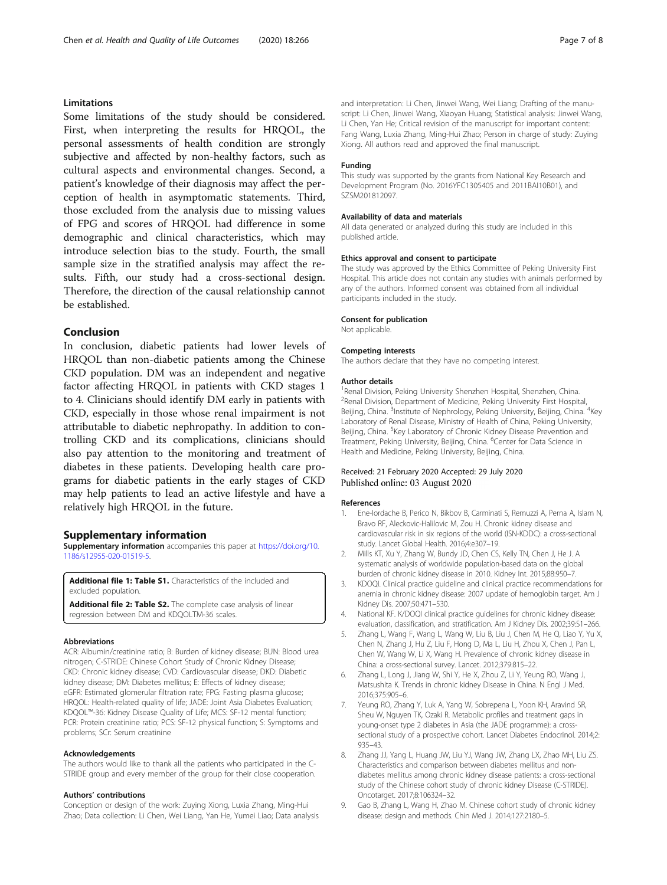## Limitations

Some limitations of the study should be considered. First, when interpreting the results for HRQOL, the personal assessments of health condition are strongly subjective and affected by non-healthy factors, such as cultural aspects and environmental changes. Second, a patient's knowledge of their diagnosis may affect the perception of health in asymptomatic statements. Third, those excluded from the analysis due to missing values of FPG and scores of HRQOL had difference in some demographic and clinical characteristics, which may introduce selection bias to the study. Fourth, the small sample size in the stratified analysis may affect the results. Fifth, our study had a cross-sectional design. Therefore, the direction of the causal relationship cannot be established.

## Conclusion

In conclusion, diabetic patients had lower levels of HRQOL than non-diabetic patients among the Chinese CKD population. DM was an independent and negative factor affecting HRQOL in patients with CKD stages 1 to 4. Clinicians should identify DM early in patients with CKD, especially in those whose renal impairment is not attributable to diabetic nephropathy. In addition to controlling CKD and its complications, clinicians should also pay attention to the monitoring and treatment of diabetes in these patients. Developing health care programs for diabetic patients in the early stages of CKD may help patients to lead an active lifestyle and have a relatively high HRQOL in the future.

## Supplementary information

**Supplementary information** accompanies this paper at https://doi.org/10.1186/s12955-020-01519-5.

**Additional file 1: Table S1.** Characteristics of the included and excluded population.

**Additional file 2: Table S2.** The complete case analysis of linear regression between DM and KDQOLTM-36 scales.

#### Abbreviations

ACR: Albumin/creatinine ratio; B: Burden of kidney disease; BUN: Blood urea nitrogen; C-STRIDE: Chinese Cohort Study of Chronic Kidney Disease; CKD: Chronic kidney disease; CVD: Cardiovascular disease; DKD: Diabetic kidney disease; DM: Diabetes mellitus; E: Effects of kidney disease; eGFR: Estimated glomerular filtration rate; FPG: Fasting plasma glucose; HRQOL: Health-related quality of life; JADE: Joint Asia Diabetes Evaluation; KDQOL™-36: Kidney Disease Quality of Life; MCS: SF-12 mental function; PCR: Protein creatinine ratio; PCS: SF-12 physical function; S: Symptoms and problems; SCr: Serum creatinine

#### Acknowledgements

The authors would like to thank all the patients who participated in the C-STRIDE group and every member of the group for their close cooperation.

#### Authors' contributions

Conception or design of the work: Zuying Xiong, Luxia Zhang, Ming-Hui Zhao; Data collection: Li Chen, Wei Liang, Yan He, Yumei Liao; Data analysis and interpretation: Li Chen, Jinwei Wang, Wei Liang; Drafting of the manuscript: Li Chen, Jinwei Wang, Xiaoyan Huang; Statistical analysis: Jinwei Wang, Li Chen, Yan He; Critical revision of the manuscript for important content: Fang Wang, Luxia Zhang, Ming-Hui Zhao; Person in charge of study: Zuying Xiong. All authors read and approved the final manuscript.

#### Funding

This study was supported by the grants from National Key Research and Development Program (No. 2016YFC1305405 and 2011BAI10B01), and SZSM201812097.

#### Availability of data and materials

All data generated or analyzed during this study are included in this published article.

#### Ethics approval and consent to participate

The study was approved by the Ethics Committee of Peking University First Hospital. This article does not contain any studies with animals performed by any of the authors. Informed consent was obtained from all individual participants included in the study.

#### Consent for publication

Not applicable.

#### Competing interests

The authors declare that they have no competing interest.

#### Author details

[1]Renal Division, Peking University Shenzhen Hospital, Shenzhen, China. [2]Renal Division, Department of Medicine, Peking University First Hospital, Beijing, China. [3]Institute of Nephrology, Peking University, Beijing, China. [4]Key Laboratory of Renal Disease, Ministry of Health of China, Peking University, Beijing, China. [5]Key Laboratory of Chronic Kidney Disease Prevention and Treatment, Peking University, Beijing, China. [6]Center for Data Science in Health and Medicine, Peking University, Beijing, China.

Received: 21 February 2020 Accepted: 29 July 2020
Published online: 03 August 2020

#### References

1. Ene-Iordache B, Perico N, Bikbov B, Carminati S, Remuzzi A, Perna A, Islam N, Bravo RF, Aleckovic-Halilovic M, Zou H. Chronic kidney disease and cardiovascular risk in six regions of the world (ISN-KDDC): a cross-sectional study. Lancet Global Health. 2016;4:e307–19.
2. Mills KT, Xu Y, Zhang W, Bundy JD, Chen CS, Kelly TN, Chen J, He J. A systematic analysis of worldwide population-based data on the global burden of chronic kidney disease in 2010. Kidney Int. 2015;88:950–7.
3. KDOQI. Clinical practice guideline and clinical practice recommendations for anemia in chronic kidney disease: 2007 update of hemoglobin target. Am J Kidney Dis. 2007;50:471–530.
4. National KF. K/DOQI clinical practice guidelines for chronic kidney disease: evaluation, classification, and stratification. Am J Kidney Dis. 2002;39:S1–266.
5. Zhang L, Wang F, Wang L, Wang W, Liu B, Liu J, Chen M, He Q, Liao Y, Yu X, Chen N, Zhang J, Hu Z, Liu F, Hong D, Ma L, Liu H, Zhou X, Chen J, Pan L, Chen W, Wang W, Li X, Wang H. Prevalence of chronic kidney disease in China: a cross-sectional survey. Lancet. 2012;379:815–22.
6. Zhang L, Long J, Jiang W, Shi Y, He X, Zhou Z, Li Y, Yeung RO, Wang J, Matsushita K. Trends in chronic kidney Disease in China. N Engl J Med. 2016;375:905–6.
7. Yeung RO, Zhang Y, Luk A, Yang W, Sobrepena L, Yoon KH, Aravind SR, Sheu W, Nguyen TK, Ozaki R. Metabolic profiles and treatment gaps in young-onset type 2 diabetes in Asia (the JADE programme): a cross-sectional study of a prospective cohort. Lancet Diabetes Endocrinol. 2014;2:935–43.
8. Zhang JJ, Yang L, Huang JW, Liu YJ, Wang JW, Zhang LX, Zhao MH, Liu ZS. Characteristics and comparison between diabetes mellitus and non-diabetes mellitus among chronic kidney disease patients: a cross-sectional study of the Chinese cohort study of chronic kidney Disease (C-STRIDE). Oncotarget. 2017;8:106324–32.
9. Gao B, Zhang L, Wang H, Zhao M. Chinese cohort study of chronic kidney disease: design and methods. Chin Med J. 2014;127:2180–5.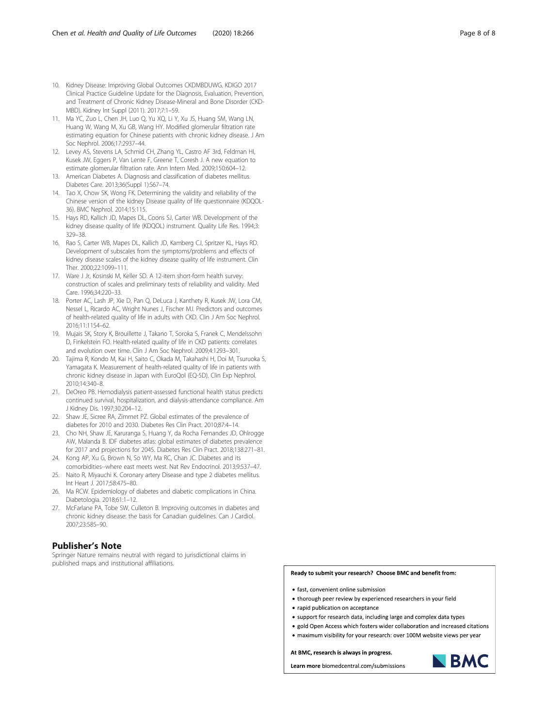10. Kidney Disease: Improving Global Outcomes CKDMBDUWG. KDIGO 2017 Clinical Practice Guideline Update for the Diagnosis, Evaluation, Prevention, and Treatment of Chronic Kidney Disease-Mineral and Bone Disorder (CKD-MBD). Kidney Int Suppl (2011). 2017;7:1–59.
11. Ma YC, Zuo L, Chen JH, Luo Q, Yu XQ, Li Y, Xu JS, Huang SM, Wang LN, Huang W, Wang M, Xu GB, Wang HY. Modified glomerular filtration rate estimating equation for Chinese patients with chronic kidney disease. J Am Soc Nephrol. 2006;17:2937–44.
12. Levey AS, Stevens LA, Schmid CH, Zhang YL, Castro AF 3rd, Feldman HI, Kusek JW, Eggers P, Van Lente F, Greene T, Coresh J. A new equation to estimate glomerular filtration rate. Ann Intern Med. 2009;150:604–12.
13. American Diabetes A. Diagnosis and classification of diabetes mellitus. Diabetes Care. 2013;36(Suppl 1):S67–74.
14. Tao X, Chow SK, Wong FK. Determining the validity and reliability of the Chinese version of the kidney Disease quality of life questionnaire (KDQOL-36). BMC Nephrol. 2014;15:115.
15. Hays RD, Kallich JD, Mapes DL, Coons SJ, Carter WB. Development of the kidney disease quality of life (KDQOL) instrument. Quality Life Res. 1994;3:329–38.
16. Rao S, Carter WB, Mapes DL, Kallich JD, Kamberg CJ, Spritzer KL, Hays RD. Development of subscales from the symptoms/problems and effects of kidney disease scales of the kidney disease quality of life instrument. Clin Ther. 2000;22:1099–111.
17. Ware J Jr, Kosinski M, Keller SD. A 12-item short-form health survey: construction of scales and preliminary tests of reliability and validity. Med Care. 1996;34:220–33.
18. Porter AC, Lash JP, Xie D, Pan Q, DeLuca J, Kanthety R, Kusek JW, Lora CM, Nessel L, Ricardo AC, Wright Nunes J, Fischer MJ. Predictors and outcomes of health-related quality of life in adults with CKD. Clin J Am Soc Nephrol. 2016;11:1154–62.
19. Mujais SK, Story K, Brouillette J, Takano T, Soroka S, Franek C, Mendelssohn D, Finkelstein FO. Health-related quality of life in CKD patients: correlates and evolution over time. Clin J Am Soc Nephrol. 2009;4:1293–301.
20. Tajima R, Kondo M, Kai H, Saito C, Okada M, Takahashi H, Doi M, Tsuruoka S, Yamagata K. Measurement of health-related quality of life in patients with chronic kidney disease in Japan with EuroQol (EQ-5D). Clin Exp Nephrol. 2010;14:340–8.
21. DeOreo PB. Hemodialysis patient-assessed functional health status predicts continued survival, hospitalization, and dialysis-attendance compliance. Am J Kidney Dis. 1997;30:204–12.
22. Shaw JE, Sicree RA, Zimmet PZ. Global estimates of the prevalence of diabetes for 2010 and 2030. Diabetes Res Clin Pract. 2010;87:4–14.
23. Cho NH, Shaw JE, Karuranga S, Huang Y, da Rocha Fernandes JD, Ohlrogge AW, Malanda B. IDF diabetes atlas: global estimates of diabetes prevalence for 2017 and projections for 2045. Diabetes Res Clin Pract. 2018;138:271–81.
24. Kong AP, Xu G, Brown N, So WY, Ma RC, Chan JC. Diabetes and its comorbidities--where east meets west. Nat Rev Endocrinol. 2013;9:537–47.
25. Naito R, Miyauchi K. Coronary artery Disease and type 2 diabetes mellitus. Int Heart J. 2017;58:475–80.
26. Ma RCW. Epidemiology of diabetes and diabetic complications in China. Diabetologia. 2018;61:1–12.
27. McFarlane PA, Tobe SW, Culleton B. Improving outcomes in diabetes and chronic kidney disease: the basis for Canadian guidelines. Can J Cardiol. 2007;23:585–90.

## Publisher's Note

Springer Nature remains neutral with regard to jurisdictional claims in published maps and institutional affiliations.

**Ready to submit your research? Choose BMC and benefit from:**

- fast, convenient online submission
- thorough peer review by experienced researchers in your field
- rapid publication on acceptance
- support for research data, including large and complex data types
- gold Open Access which fosters wider collaboration and increased citations
- maximum visibility for your research: over 100M website views per year

**At BMC, research is always in progress.**

**Learn more** biomedcentral.com/submissions